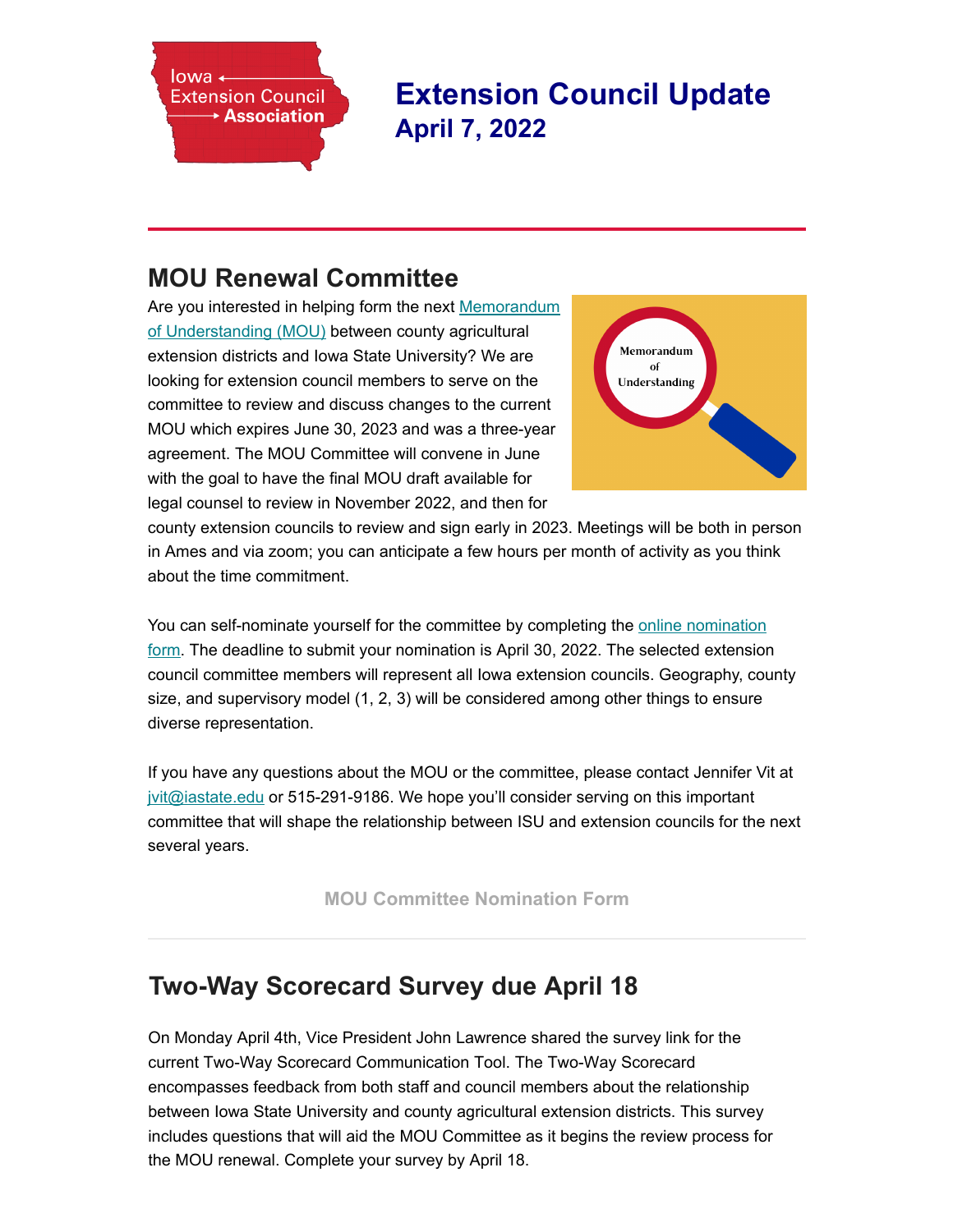# Extension Council Update

## April 7, 2022

## MOU Renewal Committee

Are you interested in helping form the next Memorandum of Understanding (MOU) between county agricultural extension districts and Iowa State University? We are looking for extension council members to serve on the committee to review and discuss changes to the current MOU which expires June 30, 2023 and was a three-year agreement. The MOU Committee will convene in June with the goal to have the final MOU draft available for legal counsel to review in November 2022, and then for county extension councils to review and sign early in 2023. Meetings will be both in person in Ames and via zoom; you can anticipate a few hours per month of activity as you think about the time commitment.

You can self-nominate yourself for the committee by completing the online nomination form. The deadline to submit your nomination is April 30, 2022. The selected extension council committee members will represent all Iowa extension councils. Geography, county size, and supervisory model (1, 2, 3) will be considered among other things to ensure diverse representation.

If you have any questions about the MOU or the committee, please contact Jennifer Vit at jvit@iastate.edu or 515-291-9186. We hope you'll consider serving on this important committee that will shape the relationship between ISU and extension councils for the next several years.

MOU Committee Nomination Form

## Two-Way Scorecard Survey due April 18

On Monday April 4th, Vice President John Lawrence shared the survey link for the current Two-Way Scorecard Communication Tool. The Two-Way Scorecard encompasses feedback from both staff and council members about the relationship between Iowa State University and county agricultural extension districts. This survey includes questions that will aid the MOU Committee as it begins the review process for the MOU renewal. Complete your survey by April 18.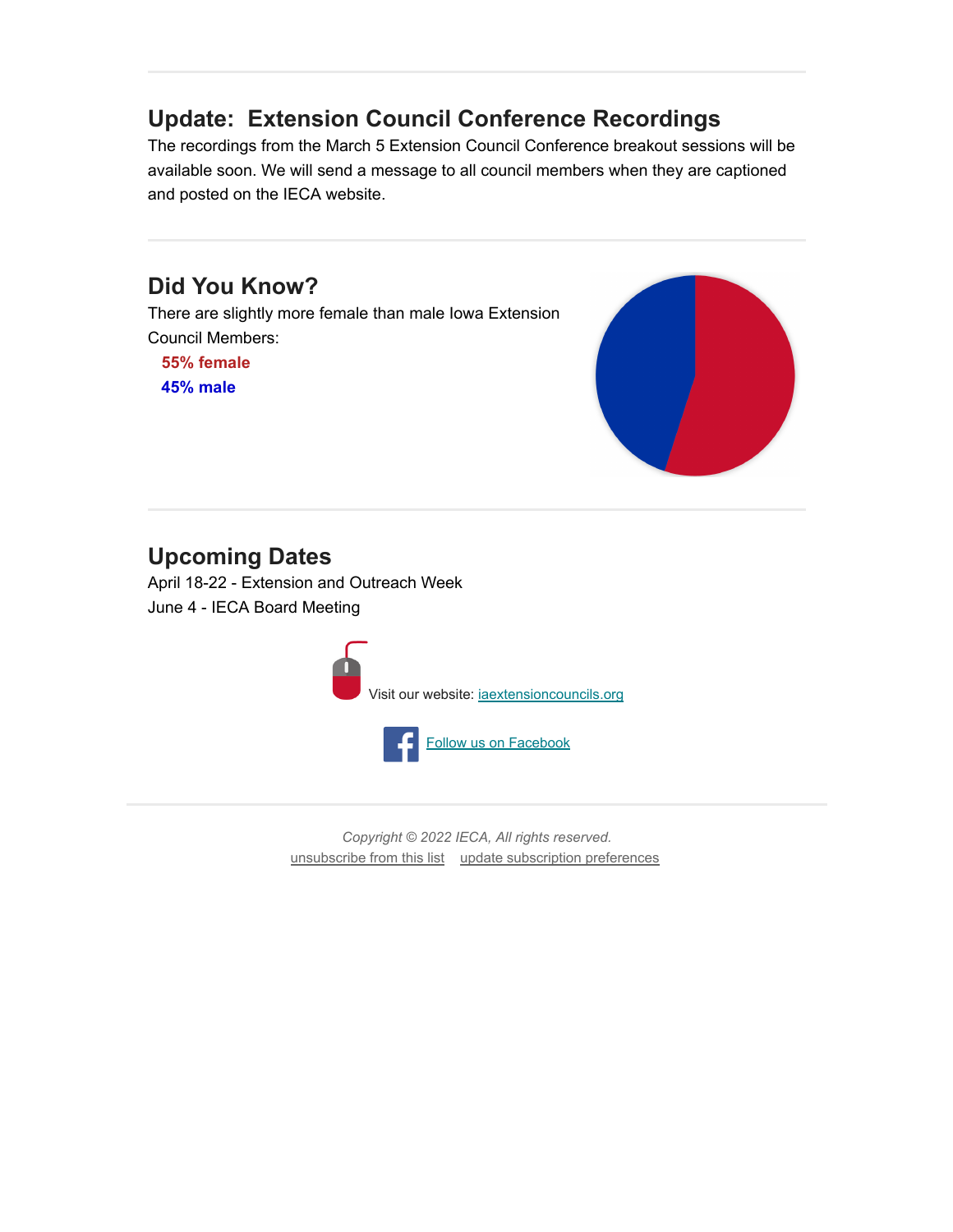## Update: Extension Council Conference Recordings

The recordings from the March 5 Extension Council Conference breakout sessions will be available soon. We will send a message to all council members when they are captioned and posted on the IECA website.

## Did You Know?

There are slightly more female than male Iowa Extension Council Members:

**55% female**

**45% male**

## Upcoming Dates

April 18-22 - Extension and Outreach Week

June 4 - IECA Board Meeting

Visit our website: [iaextensioncouncils.org](iaextensioncouncils.org)

[Follow us on Facebook]()

*Copyright © 2022 IECA, All rights reserved.*

unsubscribe from this list    update subscription preferences